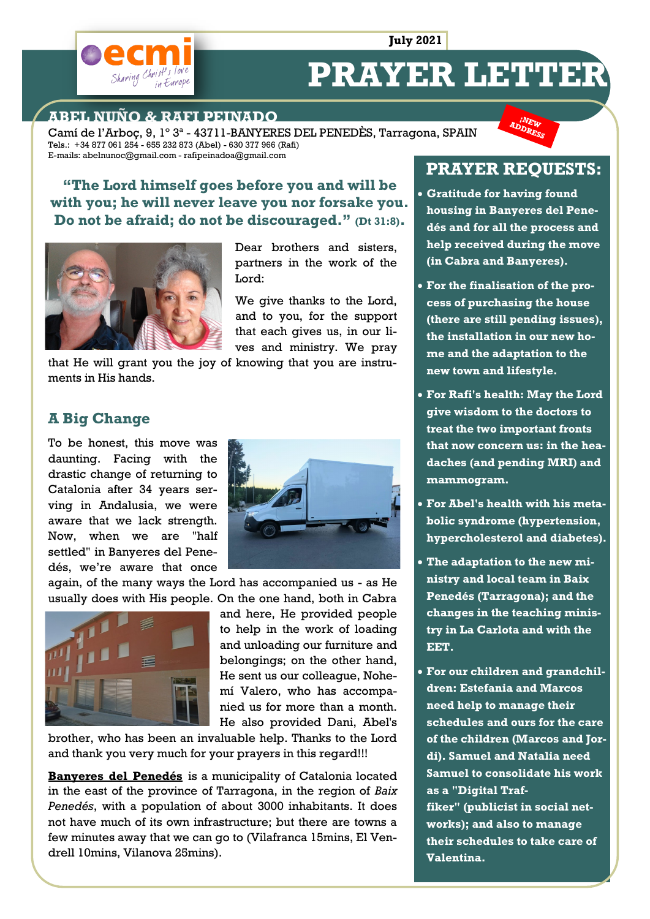July 2021

# PRAYER LETTER

## ABEL NUÑO & RAFI PEINADO

Camí de l'Arboç, 9, 1° 3ª - 43711-BANYERES DEL PENEDÈS, Tarragona, SPAIN
Tels.: +34 877 061 254 - 655 232 873 (Abel) - 630 377 966 (Rafi)
E-mails: abelnunoc@gmail.com - rafipeinadoa@gmail.com

¡NEW ADDRESS

**"The Lord himself goes before you and will be with you; he will never leave you nor forsake you. Do not be afraid; do not be discouraged."** (Dt 31:8).

Dear brothers and sisters, partners in the work of the Lord:

We give thanks to the Lord, and to you, for the support that each gives us, in our lives and ministry. We pray that He will grant you the joy of knowing that you are instruments in His hands.

### A Big Change

To be honest, this move was daunting. Facing with the drastic change of returning to Catalonia after 34 years serving in Andalusia, we were aware that we lack strength. Now, when we are "half settled" in Banyeres del Penedés, we're aware that once again, of the many ways the Lord has accompanied us - as He usually does with His people. On the one hand, both in Cabra and here, He provided people to help in the work of loading and unloading our furniture and belongings; on the other hand, He sent us our colleague, Nohemí Valero, who has accompanied us for more than a month. He also provided Dani, Abel's brother, who has been an invaluable help. Thanks to the Lord and thank you very much for your prayers in this regard!!!

**Banyeres del Penedés** is a municipality of Catalonia located in the east of the province of Tarragona, in the region of *Baix Penedés*, with a population of about 3000 inhabitants. It does not have much of its own infrastructure; but there are towns a few minutes away that we can go to (Vilafranca 15mins, El Vendrell 10mins, Vilanova 25mins).

## PRAYER REQUESTS:

- **Gratitude for having found housing in Banyeres del Penedés and for all the process and help received during the move (in Cabra and Banyeres).**
- **For the finalisation of the process of purchasing the house (there are still pending issues), the installation in our new home and the adaptation to the new town and lifestyle.**
- **For Rafi's health: May the Lord give wisdom to the doctors to treat the two important fronts that now concern us: in the headaches (and pending MRI) and mammogram.**
- **For Abel's health with his metabolic syndrome (hypertension, hypercholesterol and diabetes).**
- **The adaptation to the new ministry and local team in Baix Penedés (Tarragona); and the changes in the teaching ministry in La Carlota and with the EET.**
- **For our children and grandchildren: Estefania and Marcos need help to manage their schedules and ours for the care of the children (Marcos and Jordi). Samuel and Natalia need Samuel to consolidate his work as a "Digital Traffiker" (publicist in social networks); and also to manage their schedules to take care of Valentina.**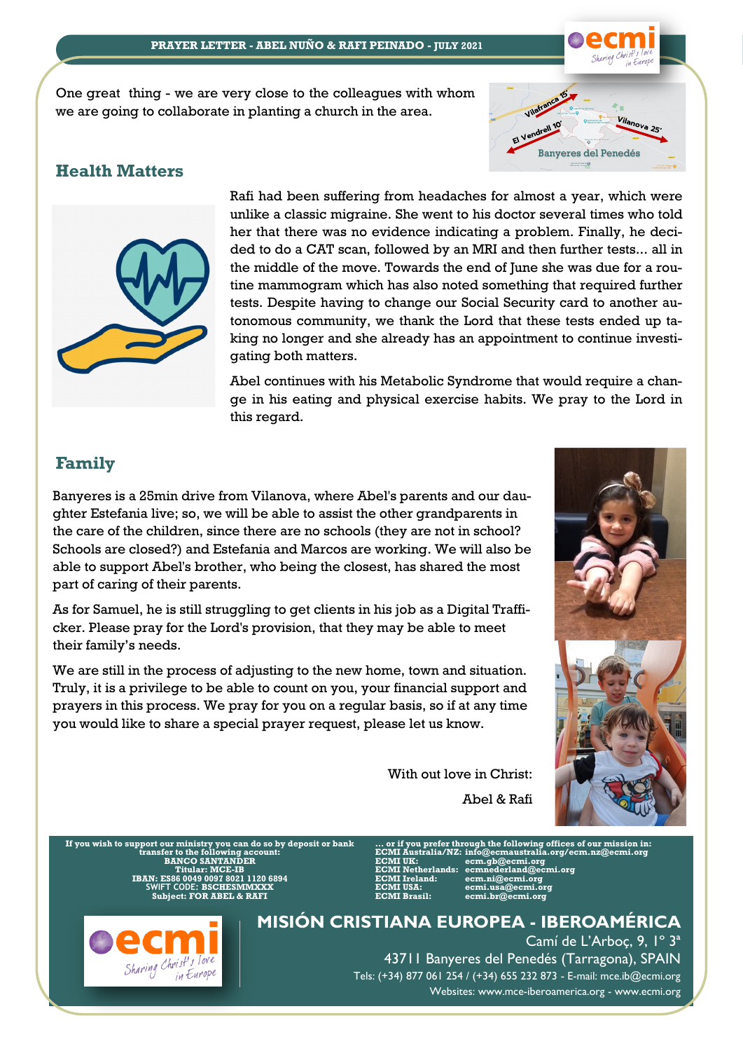One great thing - we are very close to the colleagues with whom we are going to collaborate in planting a church in the area.

Vilafranca 15'
El Vendrell 10'
Vilanova 25'
Banyeres del Penedés

## Health Matters

Rafi had been suffering from headaches for almost a year, which were unlike a classic migraine. She went to his doctor several times who told her that there was no evidence indicating a problem. Finally, he decided to do a CAT scan, followed by an MRI and then further tests... all in the middle of the move. Towards the end of June she was due for a routine mammogram which has also noted something that required further tests. Despite having to change our Social Security card to another autonomous community, we thank the Lord that these tests ended up taking no longer and she already has an appointment to continue investigating both matters.

Abel continues with his Metabolic Syndrome that would require a change in his eating and physical exercise habits. We pray to the Lord in this regard.

## Family

Banyeres is a 25min drive from Vilanova, where Abel's parents and our daughter Estefania live; so, we will be able to assist the other grandparents in the care of the children, since there are no schools (they are not in school? Schools are closed?) and Estefania and Marcos are working. We will also be able to support Abel's brother, who being the closest, has shared the most part of caring of their parents.

As for Samuel, he is still struggling to get clients in his job as a Digital Trafficker. Please pray for the Lord's provision, that they may be able to meet their family's needs.

We are still in the process of adjusting to the new home, town and situation. Truly, it is a privilege to be able to count on you, your financial support and prayers in this process. We pray for you on a regular basis, so if at any time you would like to share a special prayer request, please let us know.

With out love in Christ:

Abel & Rafi

**If you wish to support our ministry you can do so by deposit or bank transfer to the following account:**
**BANCO SANTANDER**
**Titular: MCE-IB**
**IBAN: ES86 0049 0097 8021 1120 6894**
SWIFT CODE: **BSCHESMMXXX**
**Subject: FOR ABEL & RAFI**

**... or if you prefer through the following offices of our mission in:**

| | |
|---|---|
| **ECMI Australia/NZ:** | **info@ecmaustralia.org/ecm.nz@ecmi.org** |
| **ECMI UK:** | **ecm.gb@ecmi.org** |
| **ECMI Netherlands:** | **ecmnederland@ecmi.org** |
| **ECMI Ireland:** | **ecm.ni@ecmi.org** |
| **ECMI USA:** | **ecmi.usa@ecmi.org** |
| **ECMI Brasil:** | **ecmi.br@ecmi.org** |

ecmi
Sharing Christ's love in Europe

**MISIÓN CRISTIANA EUROPEA - IBEROAMÉRICA**
Camí de L'Arboç, 9, 1º 3ª
43711 Banyeres del Penedés (Tarragona), SPAIN
Tels: (+34) 877 061 254 / (+34) 655 232 873 - E-mail: mce.ib@ecmi.org
Websites: www.mce-iberoamerica.org - www.ecmi.org